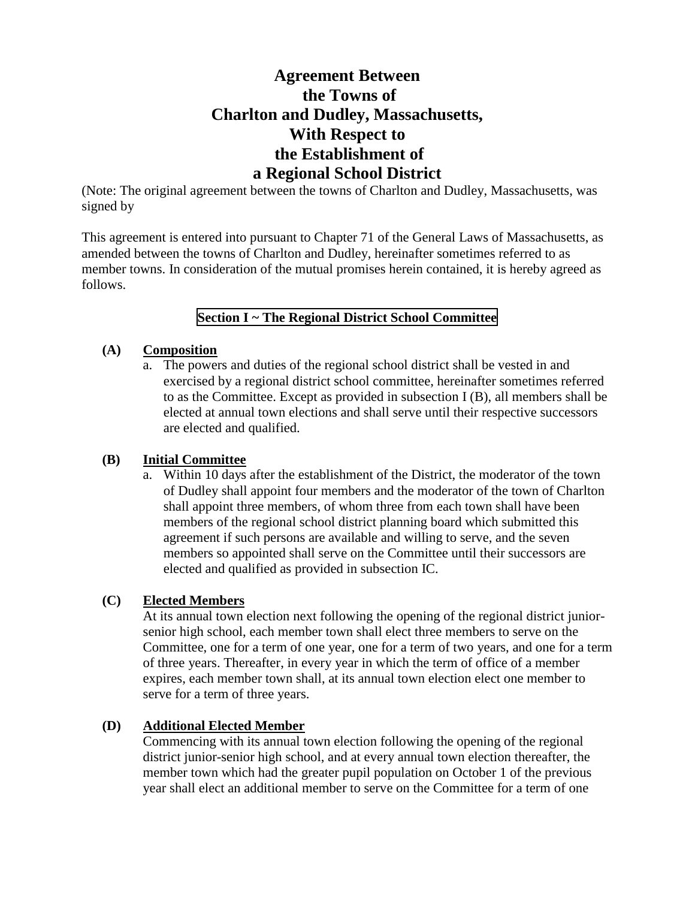# Agreement Between the Towns of Charlton and Dudley, Massachusetts, With Respect to the Establishment of a Regional School District

(Note: The original agreement between the towns of Charlton and Dudley, Massachusetts, was signed by

This agreement is entered into pursuant to Chapter 71 of the General Laws of Massachusetts, as amended between the towns of Charlton and Dudley, hereinafter sometimes referred to as member towns. In consideration of the mutual promises herein contained, it is hereby agreed as follows.

## Section I ~ The Regional District School Committee

**(A) Composition**

a. The powers and duties of the regional school district shall be vested in and exercised by a regional district school committee, hereinafter sometimes referred to as the Committee. Except as provided in subsection I (B), all members shall be elected at annual town elections and shall serve until their respective successors are elected and qualified.

**(B) Initial Committee**

a. Within 10 days after the establishment of the District, the moderator of the town of Dudley shall appoint four members and the moderator of the town of Charlton shall appoint three members, of whom three from each town shall have been members of the regional school district planning board which submitted this agreement if such persons are available and willing to serve, and the seven members so appointed shall serve on the Committee until their successors are elected and qualified as provided in subsection IC.

**(C) Elected Members**

At its annual town election next following the opening of the regional district junior-senior high school, each member town shall elect three members to serve on the Committee, one for a term of one year, one for a term of two years, and one for a term of three years. Thereafter, in every year in which the term of office of a member expires, each member town shall, at its annual town election elect one member to serve for a term of three years.

**(D) Additional Elected Member**

Commencing with its annual town election following the opening of the regional district junior-senior high school, and at every annual town election thereafter, the member town which had the greater pupil population on October 1 of the previous year shall elect an additional member to serve on the Committee for a term of one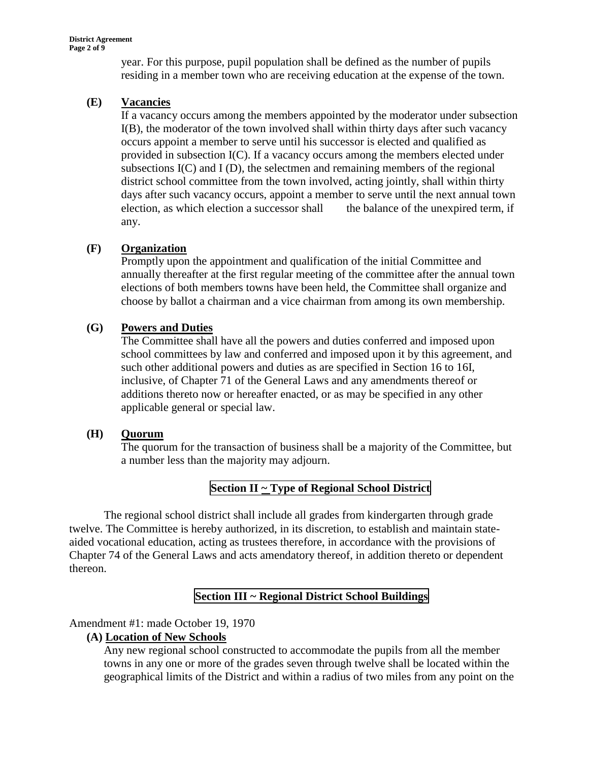year. For this purpose, pupil population shall be defined as the number of pupils residing in a member town who are receiving education at the expense of the town.

**(E) Vacancies**

If a vacancy occurs among the members appointed by the moderator under subsection I(B), the moderator of the town involved shall within thirty days after such vacancy occurs appoint a member to serve until his successor is elected and qualified as provided in subsection I(C). If a vacancy occurs among the members elected under subsections I(C) and I (D), the selectmen and remaining members of the regional district school committee from the town involved, acting jointly, shall within thirty days after such vacancy occurs, appoint a member to serve until the next annual town election, as which election a successor shall the balance of the unexpired term, if any.

**(F) Organization**

Promptly upon the appointment and qualification of the initial Committee and annually thereafter at the first regular meeting of the committee after the annual town elections of both members towns have been held, the Committee shall organize and choose by ballot a chairman and a vice chairman from among its own membership.

**(G) Powers and Duties**

The Committee shall have all the powers and duties conferred and imposed upon school committees by law and conferred and imposed upon it by this agreement, and such other additional powers and duties as are specified in Section 16 to 16I, inclusive, of Chapter 71 of the General Laws and any amendments thereof or additions thereto now or hereafter enacted, or as may be specified in any other applicable general or special law.

**(H) Quorum**

The quorum for the transaction of business shall be a majority of the Committee, but a number less than the majority may adjourn.

## Section II ~ Type of Regional School District

The regional school district shall include all grades from kindergarten through grade twelve. The Committee is hereby authorized, in its discretion, to establish and maintain state-aided vocational education, acting as trustees therefore, in accordance with the provisions of Chapter 74 of the General Laws and acts amendatory thereof, in addition thereto or dependent thereon.

## Section III ~ Regional District School Buildings

Amendment #1: made October 19, 1970

**(A) Location of New Schools**

Any new regional school constructed to accommodate the pupils from all the member towns in any one or more of the grades seven through twelve shall be located within the geographical limits of the District and within a radius of two miles from any point on the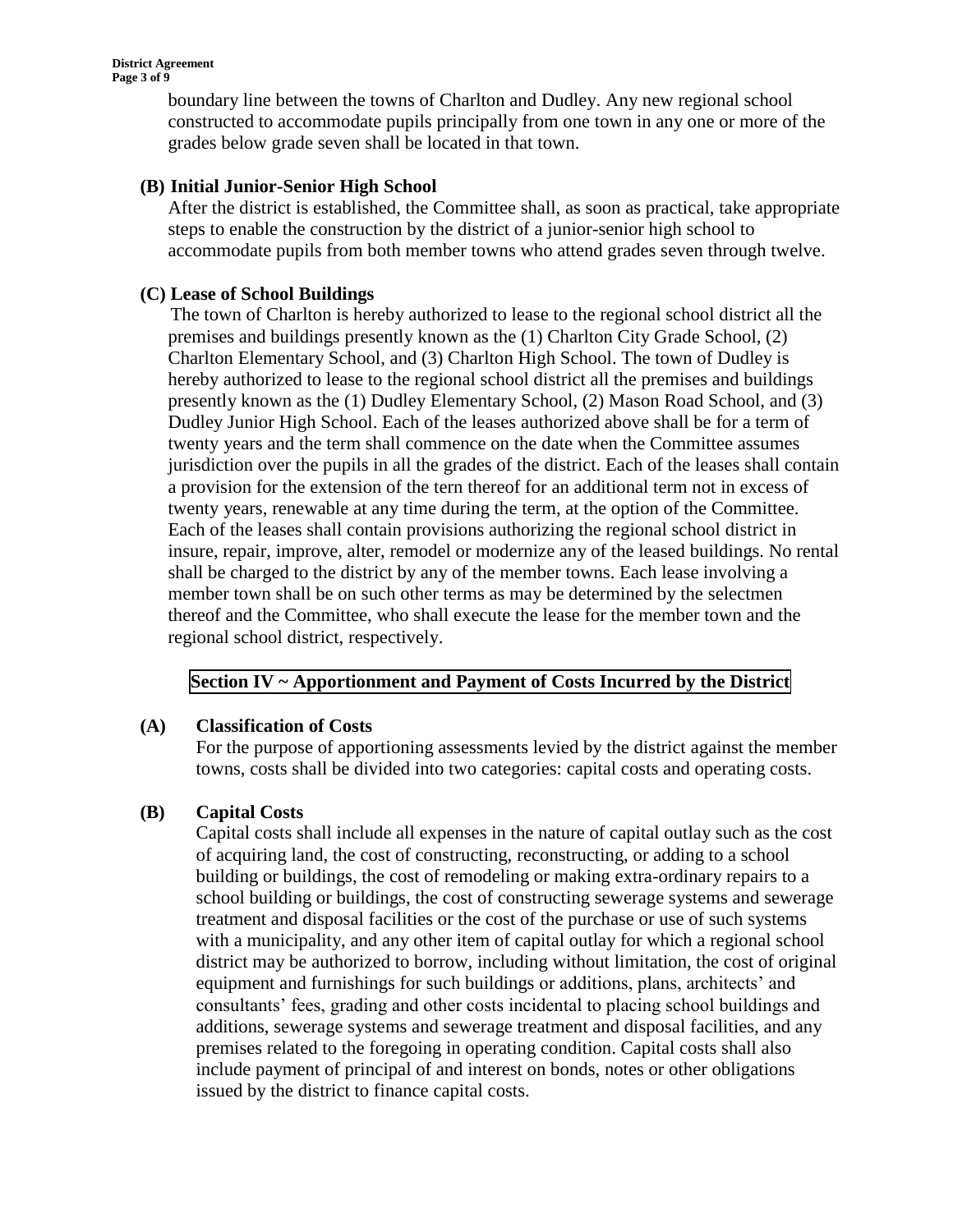boundary line between the towns of Charlton and Dudley. Any new regional school constructed to accommodate pupils principally from one town in any one or more of the grades below grade seven shall be located in that town.

### (B) Initial Junior-Senior High School

After the district is established, the Committee shall, as soon as practical, take appropriate steps to enable the construction by the district of a junior-senior high school to accommodate pupils from both member towns who attend grades seven through twelve.

### (C) Lease of School Buildings

The town of Charlton is hereby authorized to lease to the regional school district all the premises and buildings presently known as the (1) Charlton City Grade School, (2) Charlton Elementary School, and (3) Charlton High School. The town of Dudley is hereby authorized to lease to the regional school district all the premises and buildings presently known as the (1) Dudley Elementary School, (2) Mason Road School, and (3) Dudley Junior High School. Each of the leases authorized above shall be for a term of twenty years and the term shall commence on the date when the Committee assumes jurisdiction over the pupils in all the grades of the district. Each of the leases shall contain a provision for the extension of the tern thereof for an additional term not in excess of twenty years, renewable at any time during the term, at the option of the Committee. Each of the leases shall contain provisions authorizing the regional school district in insure, repair, improve, alter, remodel or modernize any of the leased buildings. No rental shall be charged to the district by any of the member towns. Each lease involving a member town shall be on such other terms as may be determined by the selectmen thereof and the Committee, who shall execute the lease for the member town and the regional school district, respectively.

## Section IV ~ Apportionment and Payment of Costs Incurred by the District

### (A) Classification of Costs

For the purpose of apportioning assessments levied by the district against the member towns, costs shall be divided into two categories: capital costs and operating costs.

### (B) Capital Costs

Capital costs shall include all expenses in the nature of capital outlay such as the cost of acquiring land, the cost of constructing, reconstructing, or adding to a school building or buildings, the cost of remodeling or making extra-ordinary repairs to a school building or buildings, the cost of constructing sewerage systems and sewerage treatment and disposal facilities or the cost of the purchase or use of such systems with a municipality, and any other item of capital outlay for which a regional school district may be authorized to borrow, including without limitation, the cost of original equipment and furnishings for such buildings or additions, plans, architects' and consultants' fees, grading and other costs incidental to placing school buildings and additions, sewerage systems and sewerage treatment and disposal facilities, and any premises related to the foregoing in operating condition. Capital costs shall also include payment of principal of and interest on bonds, notes or other obligations issued by the district to finance capital costs.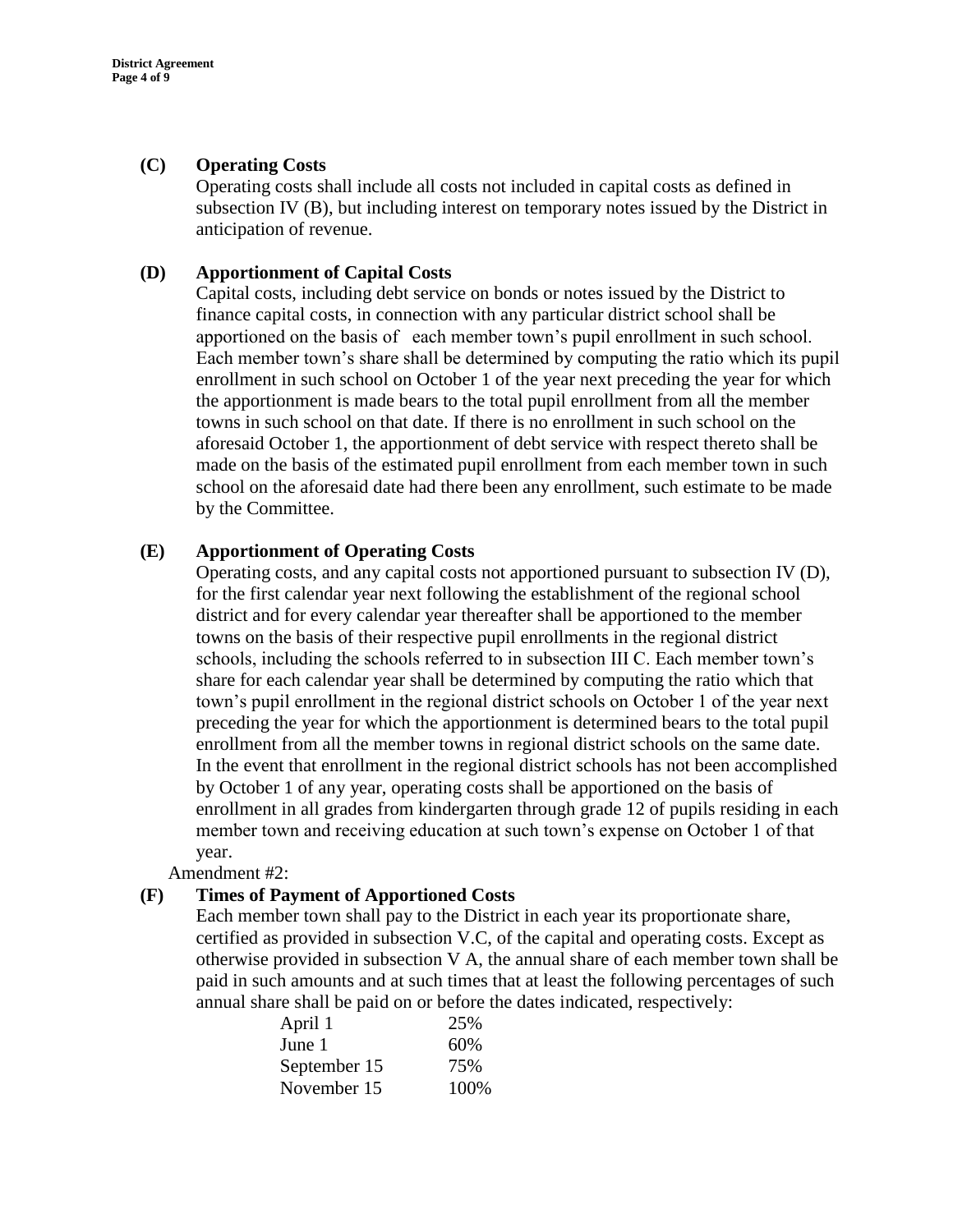**(C) Operating Costs**

Operating costs shall include all costs not included in capital costs as defined in subsection IV (B), but including interest on temporary notes issued by the District in anticipation of revenue.

**(D) Apportionment of Capital Costs**

Capital costs, including debt service on bonds or notes issued by the District to finance capital costs, in connection with any particular district school shall be apportioned on the basis of each member town's pupil enrollment in such school. Each member town's share shall be determined by computing the ratio which its pupil enrollment in such school on October 1 of the year next preceding the year for which the apportionment is made bears to the total pupil enrollment from all the member towns in such school on that date. If there is no enrollment in such school on the aforesaid October 1, the apportionment of debt service with respect thereto shall be made on the basis of the estimated pupil enrollment from each member town in such school on the aforesaid date had there been any enrollment, such estimate to be made by the Committee.

**(E) Apportionment of Operating Costs**

Operating costs, and any capital costs not apportioned pursuant to subsection IV (D), for the first calendar year next following the establishment of the regional school district and for every calendar year thereafter shall be apportioned to the member towns on the basis of their respective pupil enrollments in the regional district schools, including the schools referred to in subsection III C. Each member town's share for each calendar year shall be determined by computing the ratio which that town's pupil enrollment in the regional district schools on October 1 of the year next preceding the year for which the apportionment is determined bears to the total pupil enrollment from all the member towns in regional district schools on the same date. In the event that enrollment in the regional district schools has not been accomplished by October 1 of any year, operating costs shall be apportioned on the basis of enrollment in all grades from kindergarten through grade 12 of pupils residing in each member town and receiving education at such town's expense on October 1 of that year.

Amendment #2:

**(F) Times of Payment of Apportioned Costs**

Each member town shall pay to the District in each year its proportionate share, certified as provided in subsection V.C, of the capital and operating costs. Except as otherwise provided in subsection V A, the annual share of each member town shall be paid in such amounts and at such times that at least the following percentages of such annual share shall be paid on or before the dates indicated, respectively:

| | |
|---|---|
| April 1 | 25% |
| June 1 | 60% |
| September 15 | 75% |
| November 15 | 100% |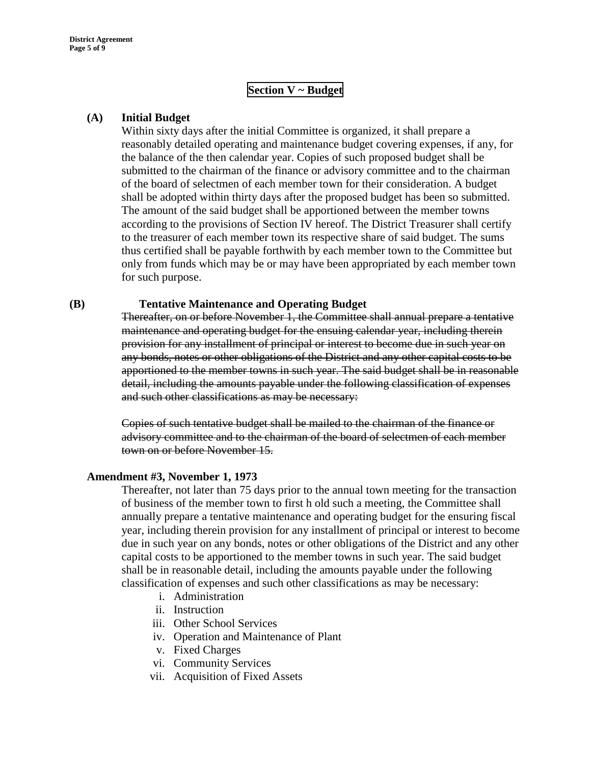## Section V ~ Budget

**(A) Initial Budget**

Within sixty days after the initial Committee is organized, it shall prepare a reasonably detailed operating and maintenance budget covering expenses, if any, for the balance of the then calendar year. Copies of such proposed budget shall be submitted to the chairman of the finance or advisory committee and to the chairman of the board of selectmen of each member town for their consideration. A budget shall be adopted within thirty days after the proposed budget has been so submitted. The amount of the said budget shall be apportioned between the member towns according to the provisions of Section IV hereof. The District Treasurer shall certify to the treasurer of each member town its respective share of said budget. The sums thus certified shall be payable forthwith by each member town to the Committee but only from funds which may be or may have been appropriated by each member town for such purpose.

**(B) Tentative Maintenance and Operating Budget**

~~Thereafter, on or before November 1, the Committee shall annual prepare a tentative maintenance and operating budget for the ensuing calendar year, including therein provision for any installment of principal or interest to become due in such year on any bonds, notes or other obligations of the District and any other capital costs to be apportioned to the member towns in such year. The said budget shall be in reasonable detail, including the amounts payable under the following classification of expenses and such other classifications as may be necessary:~~

~~Copies of such tentative budget shall be mailed to the chairman of the finance or advisory committee and to the chairman of the board of selectmen of each member town on or before November 15.~~

**Amendment #3, November 1, 1973**

Thereafter, not later than 75 days prior to the annual town meeting for the transaction of business of the member town to first h old such a meeting, the Committee shall annually prepare a tentative maintenance and operating budget for the ensuring fiscal year, including therein provision for any installment of principal or interest to become due in such year on any bonds, notes or other obligations of the District and any other capital costs to be apportioned to the member towns in such year. The said budget shall be in reasonable detail, including the amounts payable under the following classification of expenses and such other classifications as may be necessary:

i. Administration
ii. Instruction
iii. Other School Services
iv. Operation and Maintenance of Plant
v. Fixed Charges
vi. Community Services
vii. Acquisition of Fixed Assets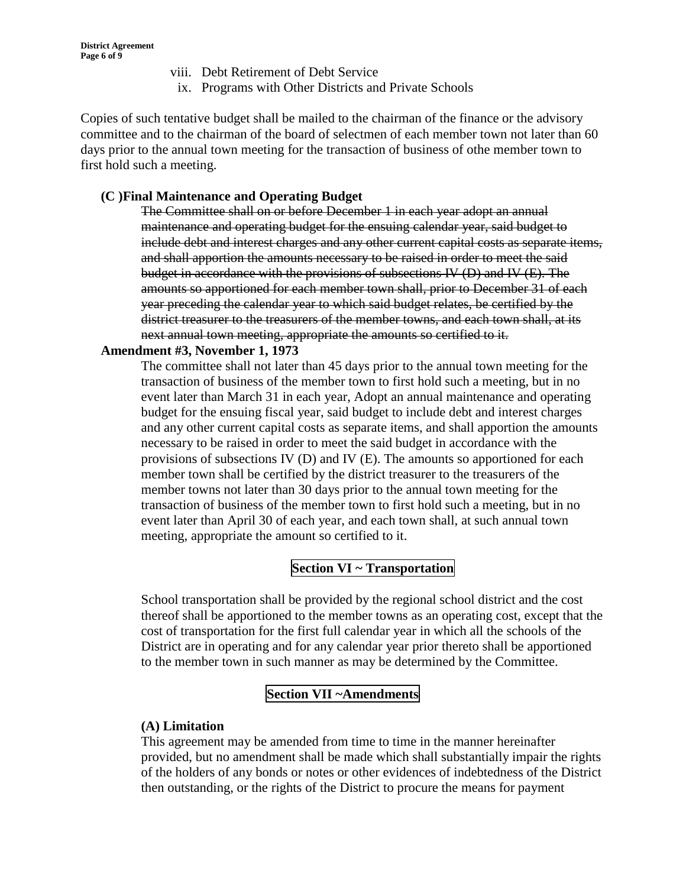viii. Debt Retirement of Debt Service

ix. Programs with Other Districts and Private Schools

Copies of such tentative budget shall be mailed to the chairman of the finance or the advisory committee and to the chairman of the board of selectmen of each member town not later than 60 days prior to the annual town meeting for the transaction of business of othe member town to first hold such a meeting.

**(C )Final Maintenance and Operating Budget**

~~The Committee shall on or before December 1 in each year adopt an annual maintenance and operating budget for the ensuing calendar year, said budget to include debt and interest charges and any other current capital costs as separate items, and shall apportion the amounts necessary to be raised in order to meet the said budget in accordance with the provisions of subsections IV (D) and IV (E). The amounts so apportioned for each member town shall, prior to December 31 of each year preceding the calendar year to which said budget relates, be certified by the district treasurer to the treasurers of the member towns, and each town shall, at its next annual town meeting, appropriate the amounts so certified to it.~~

**Amendment #3, November 1, 1973**

The committee shall not later than 45 days prior to the annual town meeting for the transaction of business of the member town to first hold such a meeting, but in no event later than March 31 in each year, Adopt an annual maintenance and operating budget for the ensuing fiscal year, said budget to include debt and interest charges and any other current capital costs as separate items, and shall apportion the amounts necessary to be raised in order to meet the said budget in accordance with the provisions of subsections IV (D) and IV (E). The amounts so apportioned for each member town shall be certified by the district treasurer to the treasurers of the member towns not later than 30 days prior to the annual town meeting for the transaction of business of the member town to first hold such a meeting, but in no event later than April 30 of each year, and each town shall, at such annual town meeting, appropriate the amount so certified to it.

## Section VI ~ Transportation

School transportation shall be provided by the regional school district and the cost thereof shall be apportioned to the member towns as an operating cost, except that the cost of transportation for the first full calendar year in which all the schools of the District are in operating and for any calendar year prior thereto shall be apportioned to the member town in such manner as may be determined by the Committee.

## Section VII ~Amendments

**(A) Limitation**

This agreement may be amended from time to time in the manner hereinafter provided, but no amendment shall be made which shall substantially impair the rights of the holders of any bonds or notes or other evidences of indebtedness of the District then outstanding, or the rights of the District to procure the means for payment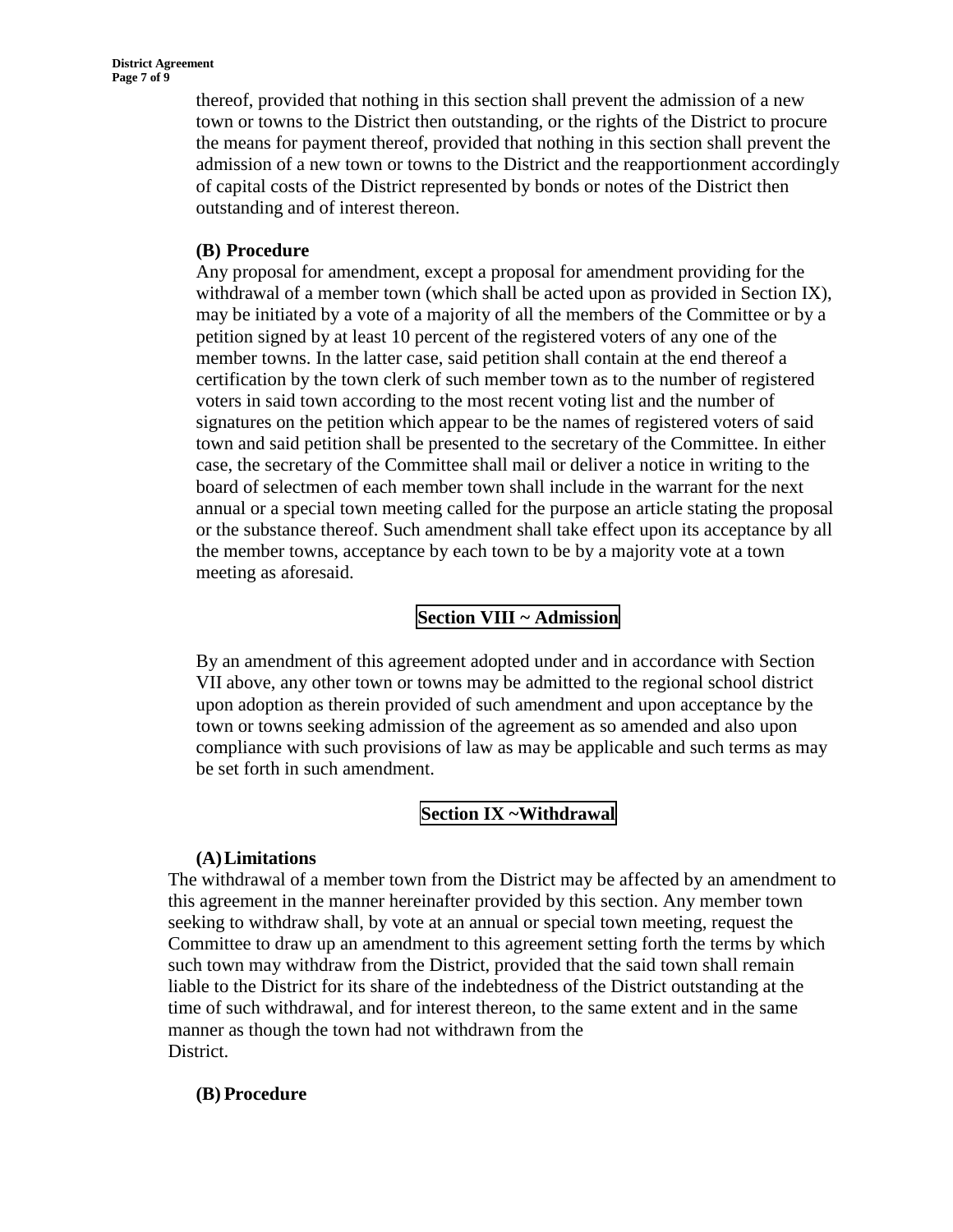thereof, provided that nothing in this section shall prevent the admission of a new town or towns to the District then outstanding, or the rights of the District to procure the means for payment thereof, provided that nothing in this section shall prevent the admission of a new town or towns to the District and the reapportionment accordingly of capital costs of the District represented by bonds or notes of the District then outstanding and of interest thereon.

**(B) Procedure**

Any proposal for amendment, except a proposal for amendment providing for the withdrawal of a member town (which shall be acted upon as provided in Section IX), may be initiated by a vote of a majority of all the members of the Committee or by a petition signed by at least 10 percent of the registered voters of any one of the member towns. In the latter case, said petition shall contain at the end thereof a certification by the town clerk of such member town as to the number of registered voters in said town according to the most recent voting list and the number of signatures on the petition which appear to be the names of registered voters of said town and said petition shall be presented to the secretary of the Committee. In either case, the secretary of the Committee shall mail or deliver a notice in writing to the board of selectmen of each member town shall include in the warrant for the next annual or a special town meeting called for the purpose an article stating the proposal or the substance thereof. Such amendment shall take effect upon its acceptance by all the member towns, acceptance by each town to be by a majority vote at a town meeting as aforesaid.

## Section VIII ~ Admission

By an amendment of this agreement adopted under and in accordance with Section VII above, any other town or towns may be admitted to the regional school district upon adoption as therein provided of such amendment and upon acceptance by the town or towns seeking admission of the agreement as so amended and also upon compliance with such provisions of law as may be applicable and such terms as may be set forth in such amendment.

## Section IX ~Withdrawal

**(A) Limitations**

The withdrawal of a member town from the District may be affected by an amendment to this agreement in the manner hereinafter provided by this section. Any member town seeking to withdraw shall, by vote at an annual or special town meeting, request the Committee to draw up an amendment to this agreement setting forth the terms by which such town may withdraw from the District, provided that the said town shall remain liable to the District for its share of the indebtedness of the District outstanding at the time of such withdrawal, and for interest thereon, to the same extent and in the same manner as though the town had not withdrawn from the District.

**(B) Procedure**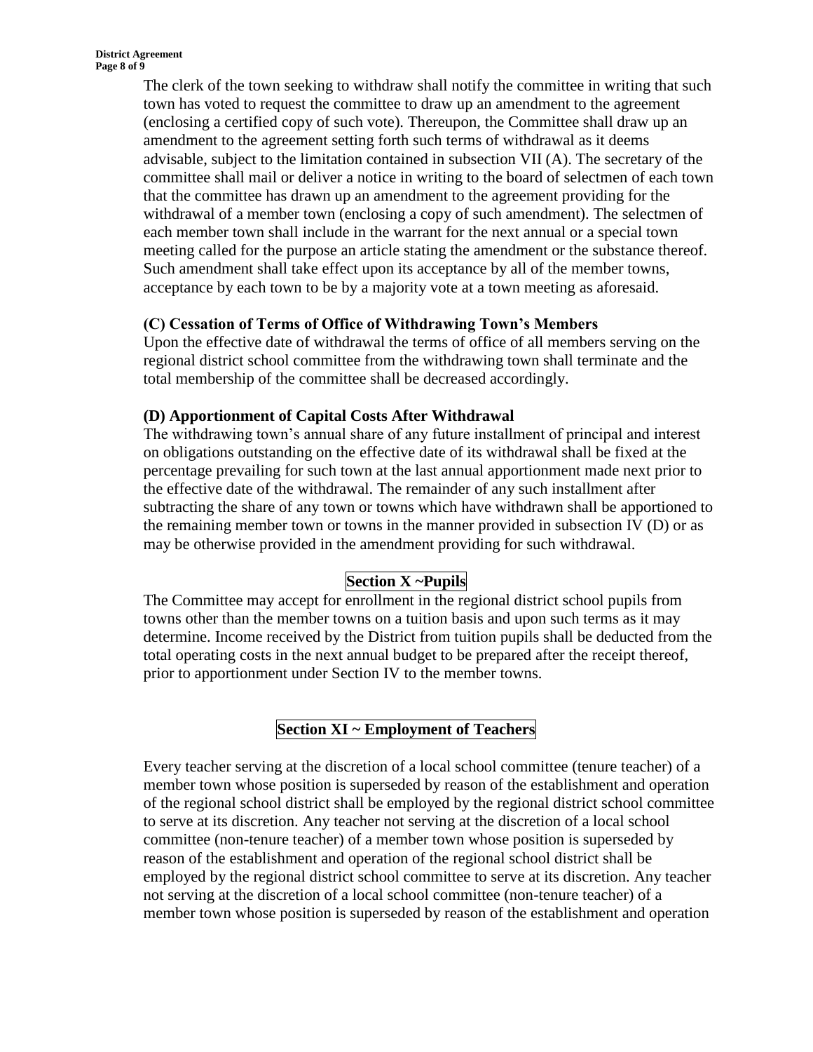The clerk of the town seeking to withdraw shall notify the committee in writing that such town has voted to request the committee to draw up an amendment to the agreement (enclosing a certified copy of such vote). Thereupon, the Committee shall draw up an amendment to the agreement setting forth such terms of withdrawal as it deems advisable, subject to the limitation contained in subsection VII (A). The secretary of the committee shall mail or deliver a notice in writing to the board of selectmen of each town that the committee has drawn up an amendment to the agreement providing for the withdrawal of a member town (enclosing a copy of such amendment). The selectmen of each member town shall include in the warrant for the next annual or a special town meeting called for the purpose an article stating the amendment or the substance thereof. Such amendment shall take effect upon its acceptance by all of the member towns, acceptance by each town to be by a majority vote at a town meeting as aforesaid.

**(C) Cessation of Terms of Office of Withdrawing Town's Members**

Upon the effective date of withdrawal the terms of office of all members serving on the regional district school committee from the withdrawing town shall terminate and the total membership of the committee shall be decreased accordingly.

**(D) Apportionment of Capital Costs After Withdrawal**

The withdrawing town's annual share of any future installment of principal and interest on obligations outstanding on the effective date of its withdrawal shall be fixed at the percentage prevailing for such town at the last annual apportionment made next prior to the effective date of the withdrawal. The remainder of any such installment after subtracting the share of any town or towns which have withdrawn shall be apportioned to the remaining member town or towns in the manner provided in subsection IV (D) or as may be otherwise provided in the amendment providing for such withdrawal.

## Section X ~Pupils

The Committee may accept for enrollment in the regional district school pupils from towns other than the member towns on a tuition basis and upon such terms as it may determine. Income received by the District from tuition pupils shall be deducted from the total operating costs in the next annual budget to be prepared after the receipt thereof, prior to apportionment under Section IV to the member towns.

## Section XI ~ Employment of Teachers

Every teacher serving at the discretion of a local school committee (tenure teacher) of a member town whose position is superseded by reason of the establishment and operation of the regional school district shall be employed by the regional district school committee to serve at its discretion. Any teacher not serving at the discretion of a local school committee (non-tenure teacher) of a member town whose position is superseded by reason of the establishment and operation of the regional school district shall be employed by the regional district school committee to serve at its discretion. Any teacher not serving at the discretion of a local school committee (non-tenure teacher) of a member town whose position is superseded by reason of the establishment and operation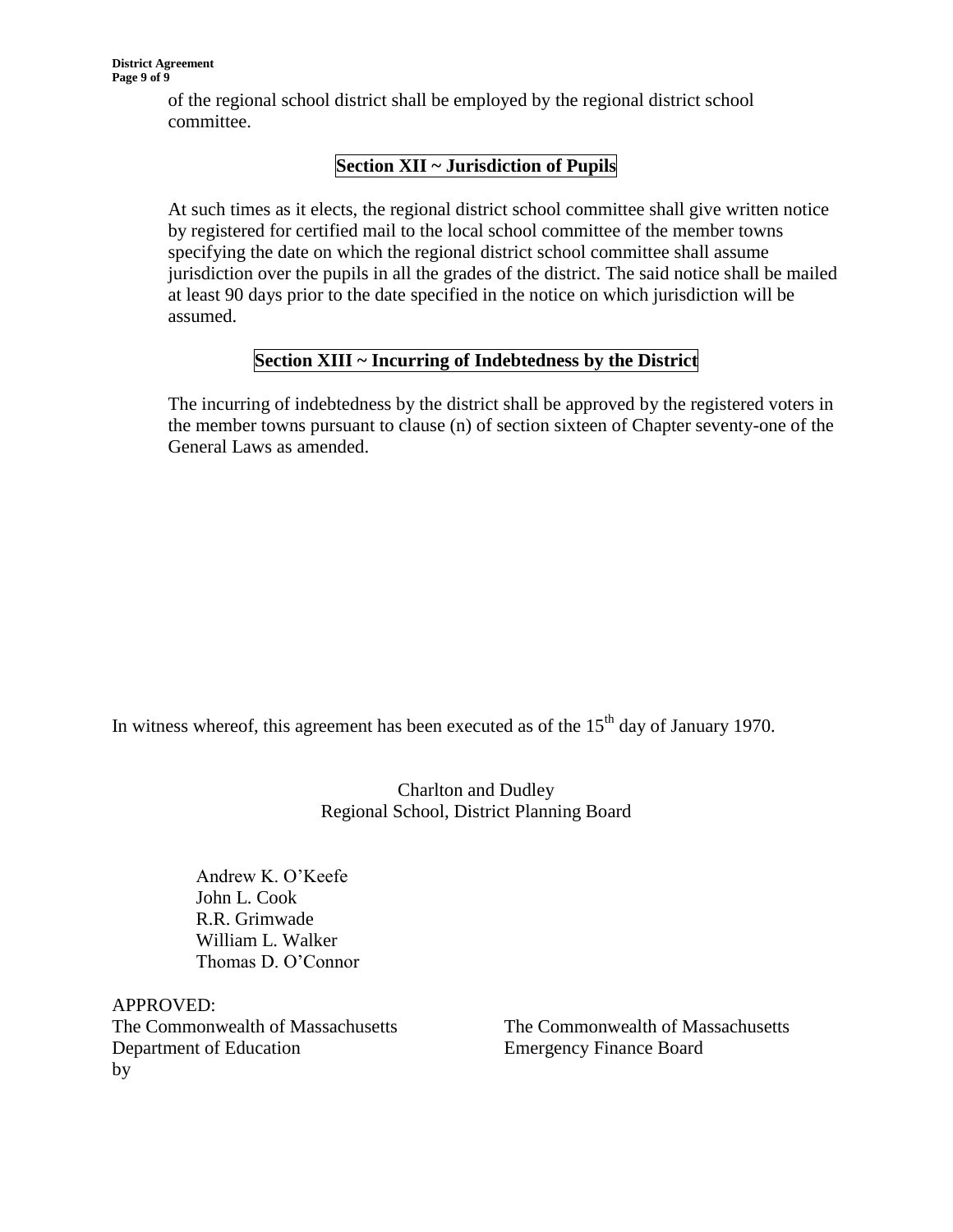of the regional school district shall be employed by the regional district school committee.

## Section XII ~ Jurisdiction of Pupils

At such times as it elects, the regional district school committee shall give written notice by registered for certified mail to the local school committee of the member towns specifying the date on which the regional district school committee shall assume jurisdiction over the pupils in all the grades of the district. The said notice shall be mailed at least 90 days prior to the date specified in the notice on which jurisdiction will be assumed.

## Section XIII ~ Incurring of Indebtedness by the District

The incurring of indebtedness by the district shall be approved by the registered voters in the member towns pursuant to clause (n) of section sixteen of Chapter seventy-one of the General Laws as amended.

In witness whereof, this agreement has been executed as of the 15th day of January 1970.

Charlton and Dudley
Regional School, District Planning Board

Andrew K. O'Keefe
John L. Cook
R.R. Grimwade
William L. Walker
Thomas D. O'Connor

APPROVED:

The Commonwealth of Massachusetts
Department of Education
by

The Commonwealth of Massachusetts
Emergency Finance Board